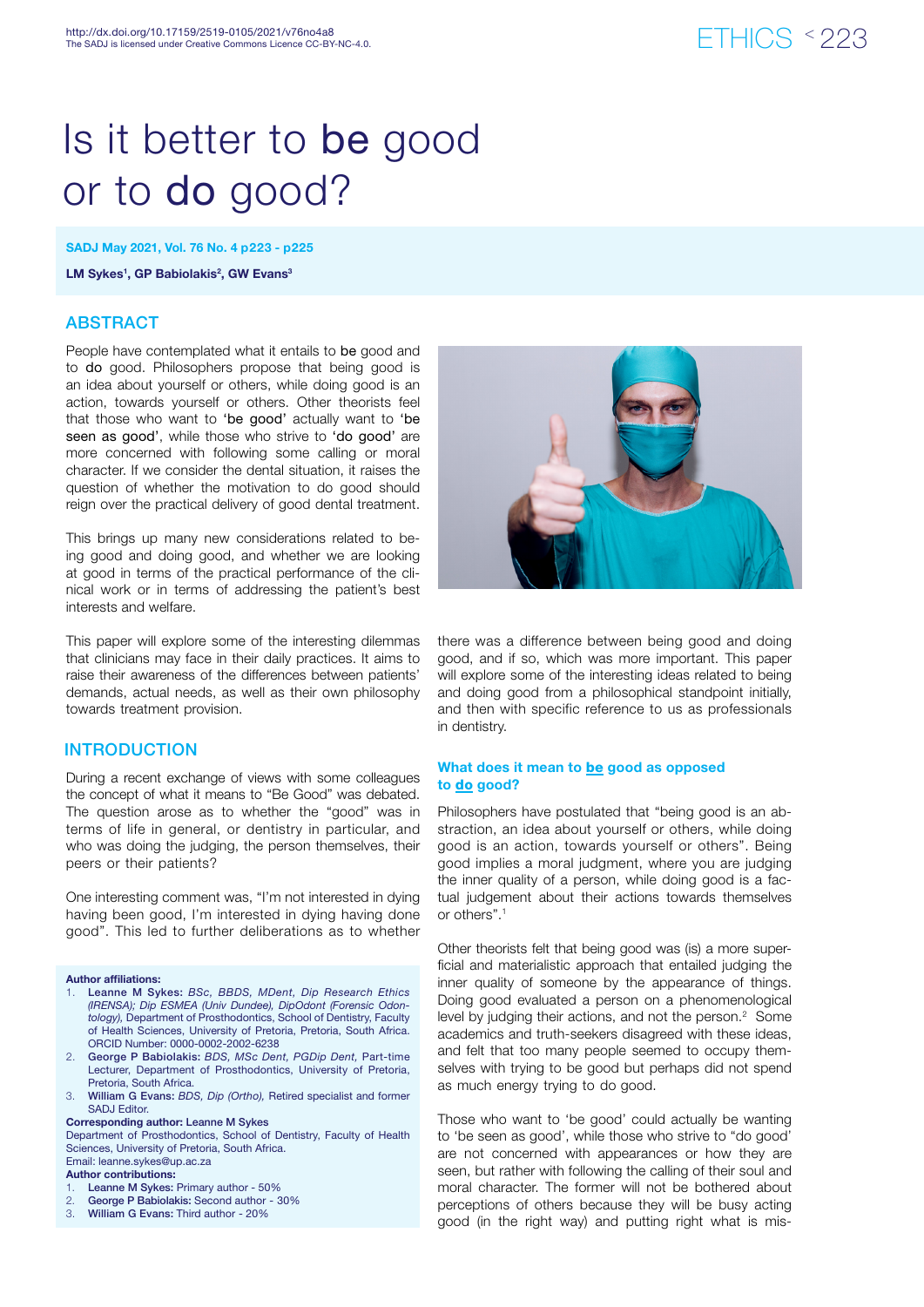# Is it better to **be** good or to **do** good?

SADJ May 2021, Vol. 76 No. 4 p223 - p225

**LM Sykes[1], GP Babiolakis[2], GW Evans[3]**

## ABSTRACT

People have contemplated what it entails to **be** good and to **do** good. Philosophers propose that being good is an idea about yourself or others, while doing good is an action, towards yourself or others. Other theorists feel that those who want to 'be good' actually want to 'be seen as good', while those who strive to 'do good' are more concerned with following some calling or moral character. If we consider the dental situation, it raises the question of whether the motivation to do good should reign over the practical delivery of good dental treatment.

This brings up many new considerations related to being good and doing good, and whether we are looking at good in terms of the practical performance of the clinical work or in terms of addressing the patient's best interests and welfare.

This paper will explore some of the interesting dilemmas that clinicians may face in their daily practices. It aims to raise their awareness of the differences between patients' demands, actual needs, as well as their own philosophy towards treatment provision.

## INTRODUCTION

During a recent exchange of views with some colleagues the concept of what it means to "Be Good" was debated. The question arose as to whether the "good" was in terms of life in general, or dentistry in particular, and who was doing the judging, the person themselves, their peers or their patients?

One interesting comment was, "I'm not interested in dying having been good, I'm interested in dying having done good". This led to further deliberations as to whether there was a difference between being good and doing good, and if so, which was more important. This paper will explore some of the interesting ideas related to being and doing good from a philosophical standpoint initially, and then with specific reference to us as professionals in dentistry.

### What does it mean to **be** good as opposed to **do** good?

Philosophers have postulated that "being good is an abstraction, an idea about yourself or others, while doing good is an action, towards yourself or others". Being good implies a moral judgment, where you are judging the inner quality of a person, while doing good is a factual judgement about their actions towards themselves or others".[1]

Other theorists felt that being good was (is) a more superficial and materialistic approach that entailed judging the inner quality of someone by the appearance of things. Doing good evaluated a person on a phenomenological level by judging their actions, and not the person.[2] Some academics and truth-seekers disagreed with these ideas, and felt that too many people seemed to occupy themselves with trying to be good but perhaps did not spend as much energy trying to do good.

Those who want to 'be good' could actually be wanting to 'be seen as good', while those who strive to "do good" are not concerned with appearances or how they are seen, but rather with following the calling of their soul and moral character. The former will not be bothered about perceptions of others because they will be busy acting good (in the right way) and putting right what is mis-

**Author affiliations:**

1. **Leanne M Sykes:** *BSc, BBDS, MDent, Dip Research Ethics (IRENSA); Dip ESMEA (Univ Dundee), DipOdont (Forensic Odontology),* Department of Prosthodontics, School of Dentistry, Faculty of Health Sciences, University of Pretoria, Pretoria, South Africa. ORCID Number: 0000-0002-2002-6238
2. **George P Babiolakis:** *BDS, MSc Dent, PGDip Dent,* Part-time Lecturer, Department of Prosthodontics, University of Pretoria, Pretoria, South Africa.
3. **William G Evans:** *BDS, Dip (Ortho),* Retired specialist and former SADJ Editor.

**Corresponding author:** Leanne M Sykes
Department of Prosthodontics, School of Dentistry, Faculty of Health Sciences, University of Pretoria, South Africa.
Email: leanne.sykes@up.ac.za

**Author contributions:**

1. **Leanne M Sykes:** Primary author - 50%
2. **George P Babiolakis:** Second author - 30%
3. **William G Evans:** Third author - 20%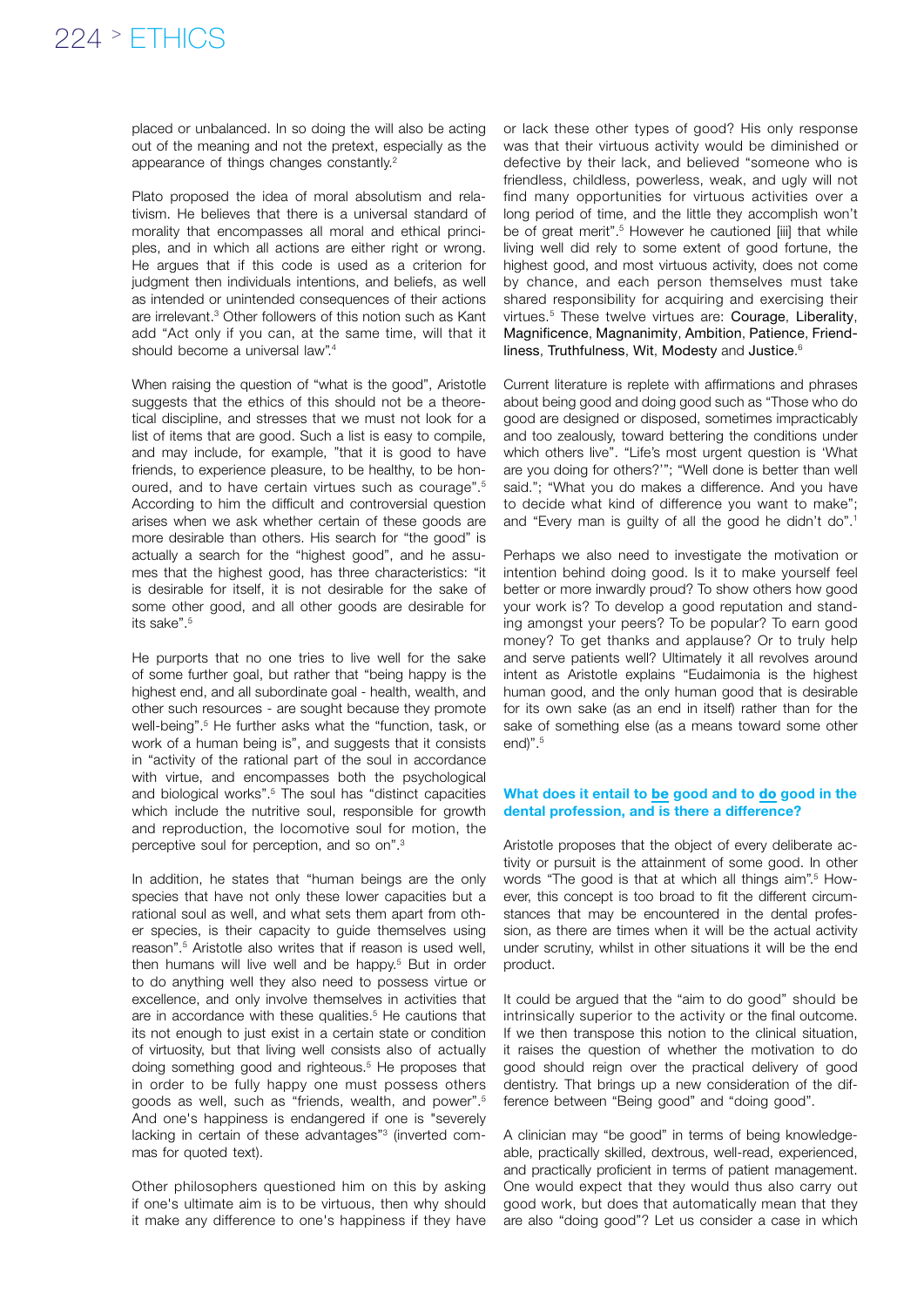placed or unbalanced. In so doing the will also be acting out of the meaning and not the pretext, especially as the appearance of things changes constantly.[2]

Plato proposed the idea of moral absolutism and relativism. He believes that there is a universal standard of morality that encompasses all moral and ethical principles, and in which all actions are either right or wrong. He argues that if this code is used as a criterion for judgment then individuals intentions, and beliefs, as well as intended or unintended consequences of their actions are irrelevant.[3] Other followers of this notion such as Kant add "Act only if you can, at the same time, will that it should become a universal law".[4]

When raising the question of "what is the good", Aristotle suggests that the ethics of this should not be a theoretical discipline, and stresses that we must not look for a list of items that are good. Such a list is easy to compile, and may include, for example, "that it is good to have friends, to experience pleasure, to be healthy, to be honoured, and to have certain virtues such as courage".[5] According to him the difficult and controversial question arises when we ask whether certain of these goods are more desirable than others. His search for "the good" is actually a search for the "highest good", and he assumes that the highest good, has three characteristics: "it is desirable for itself, it is not desirable for the sake of some other good, and all other goods are desirable for its sake".[5]

He purports that no one tries to live well for the sake of some further goal, but rather that "being happy is the highest end, and all subordinate goal - health, wealth, and other such resources - are sought because they promote well-being".[5] He further asks what the "function, task, or work of a human being is", and suggests that it consists in "activity of the rational part of the soul in accordance with virtue, and encompasses both the psychological and biological works".[5] The soul has "distinct capacities which include the nutritive soul, responsible for growth and reproduction, the locomotive soul for motion, the perceptive soul for perception, and so on".[3]

In addition, he states that "human beings are the only species that have not only these lower capacities but a rational soul as well, and what sets them apart from other species, is their capacity to guide themselves using reason".[5] Aristotle also writes that if reason is used well, then humans will live well and be happy.[5] But in order to do anything well they also need to possess virtue or excellence, and only involve themselves in activities that are in accordance with these qualities.[5] He cautions that its not enough to just exist in a certain state or condition of virtuosity, but that living well consists also of actually doing something good and righteous.[5] He proposes that in order to be fully happy one must possess others goods as well, such as "friends, wealth, and power".[5] And one's happiness is endangered if one is "severely lacking in certain of these advantages"[3] (inverted commas for quoted text).

Other philosophers questioned him on this by asking if one's ultimate aim is to be virtuous, then why should it make any difference to one's happiness if they have or lack these other types of good? His only response was that their virtuous activity would be diminished or defective by their lack, and believed "someone who is friendless, childless, powerless, weak, and ugly will not find many opportunities for virtuous activities over a long period of time, and the little they accomplish won't be of great merit".[5] However he cautioned [iii] that while living well did rely to some extent of good fortune, the highest good, and most virtuous activity, does not come by chance, and each person themselves must take shared responsibility for acquiring and exercising their virtues.[5] These twelve virtues are: Courage, Liberality, Magnificence, Magnanimity, Ambition, Patience, Friendliness, Truthfulness, Wit, Modesty and Justice.[6]

Current literature is replete with affirmations and phrases about being good and doing good such as "Those who do good are designed or disposed, sometimes impractically and too zealously, toward bettering the conditions under which others live". "Life's most urgent question is 'What are you doing for others?'"; "Well done is better than well said."; "What you do makes a difference. And you have to decide what kind of difference you want to make"; and "Every man is guilty of all the good he didn't do".[1]

Perhaps we also need to investigate the motivation or intention behind doing good. Is it to make yourself feel better or more inwardly proud? To show others how good your work is? To develop a good reputation and standing amongst your peers? To be popular? To earn good money? To get thanks and applause? Or to truly help and serve patients well? Ultimately it all revolves around intent as Aristotle explains "Eudaimonia is the highest human good, and the only human good that is desirable for its own sake (as an end in itself) rather than for the sake of something else (as a means toward some other end)".[5]

### What does it entail to **be** good and to **do** good in the dental profession, and is there a difference?

Aristotle proposes that the object of every deliberate activity or pursuit is the attainment of some good. In other words "The good is that at which all things aim".[5] However, this concept is too broad to fit the different circumstances that may be encountered in the dental profession, as there are times when it will be the actual activity under scrutiny, whilst in other situations it will be the end product.

It could be argued that the "aim to do good" should be intrinsically superior to the activity or the final outcome. If we then transpose this notion to the clinical situation, it raises the question of whether the motivation to do good should reign over the practical delivery of good dentistry. That brings up a new consideration of the difference between "Being good" and "doing good".

A clinician may "be good" in terms of being knowledgeable, practically skilled, dextrous, well-read, experienced, and practically proficient in terms of patient management. One would expect that they would thus also carry out good work, but does that automatically mean that they are also "doing good"? Let us consider a case in which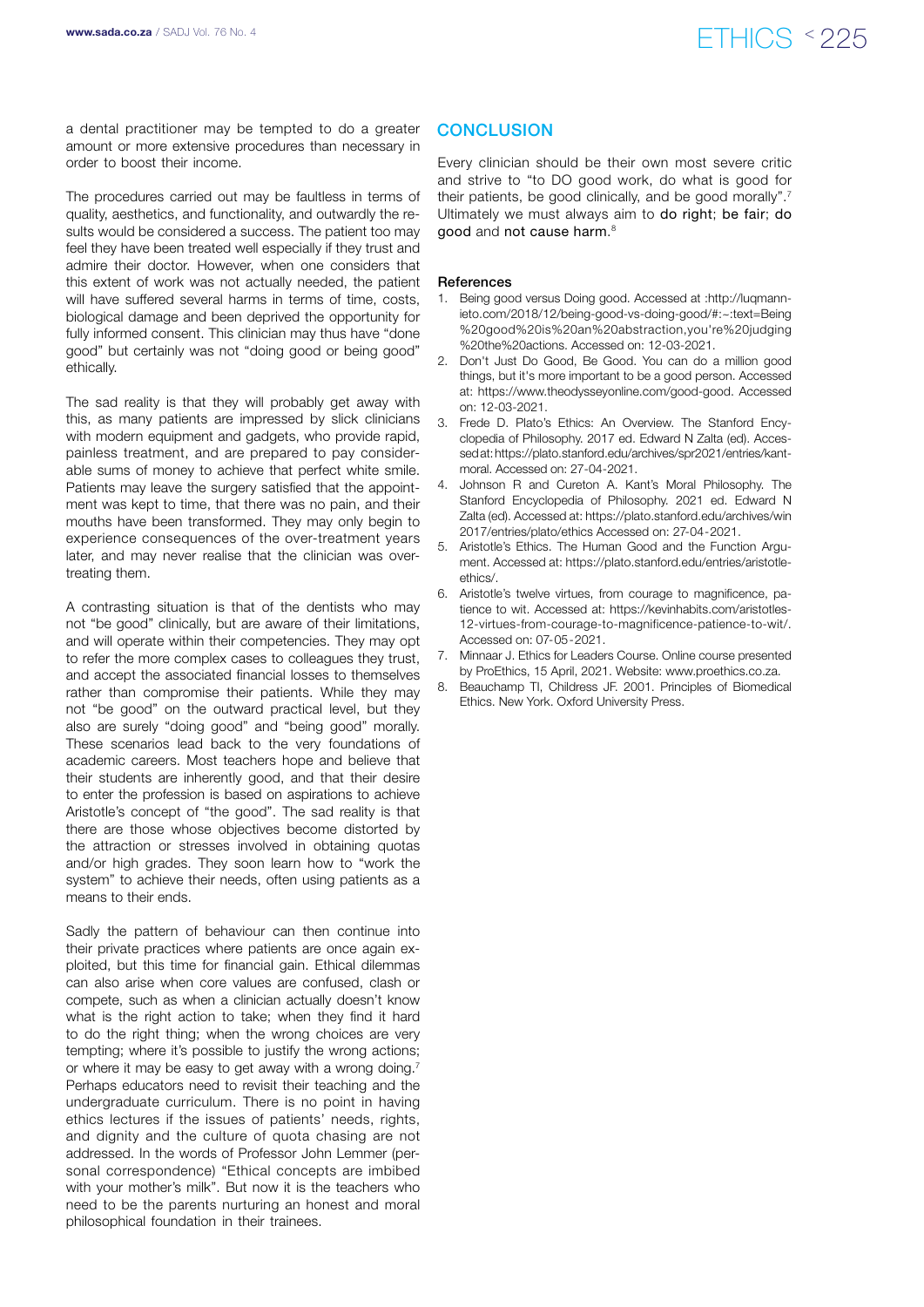a dental practitioner may be tempted to do a greater amount or more extensive procedures than necessary in order to boost their income.

The procedures carried out may be faultless in terms of quality, aesthetics, and functionality, and outwardly the results would be considered a success. The patient too may feel they have been treated well especially if they trust and admire their doctor. However, when one considers that this extent of work was not actually needed, the patient will have suffered several harms in terms of time, costs, biological damage and been deprived the opportunity for fully informed consent. This clinician may thus have "done good" but certainly was not "doing good or being good" ethically.

The sad reality is that they will probably get away with this, as many patients are impressed by slick clinicians with modern equipment and gadgets, who provide rapid, painless treatment, and are prepared to pay considerable sums of money to achieve that perfect white smile. Patients may leave the surgery satisfied that the appointment was kept to time, that there was no pain, and their mouths have been transformed. They may only begin to experience consequences of the over-treatment years later, and may never realise that the clinician was overtreating them.

A contrasting situation is that of the dentists who may not "be good" clinically, but are aware of their limitations, and will operate within their competencies. They may opt to refer the more complex cases to colleagues they trust, and accept the associated financial losses to themselves rather than compromise their patients. While they may not "be good" on the outward practical level, but they also are surely "doing good" and "being good" morally. These scenarios lead back to the very foundations of academic careers. Most teachers hope and believe that their students are inherently good, and that their desire to enter the profession is based on aspirations to achieve Aristotle's concept of "the good". The sad reality is that there are those whose objectives become distorted by the attraction or stresses involved in obtaining quotas and/or high grades. They soon learn how to "work the system" to achieve their needs, often using patients as a means to their ends.

Sadly the pattern of behaviour can then continue into their private practices where patients are once again exploited, but this time for financial gain. Ethical dilemmas can also arise when core values are confused, clash or compete, such as when a clinician actually doesn't know what is the right action to take; when they find it hard to do the right thing; when the wrong choices are very tempting; where it's possible to justify the wrong actions; or where it may be easy to get away with a wrong doing.[7] Perhaps educators need to revisit their teaching and the undergraduate curriculum. There is no point in having ethics lectures if the issues of patients' needs, rights, and dignity and the culture of quota chasing are not addressed. In the words of Professor John Lemmer (personal correspondence) "Ethical concepts are imbibed with your mother's milk". But now it is the teachers who need to be the parents nurturing an honest and moral philosophical foundation in their trainees.

## CONCLUSION

Every clinician should be their own most severe critic and strive to "to DO good work, do what is good for their patients, be good clinically, and be good morally".[7] Ultimately we must always aim to do right; be fair; do good and not cause harm.[8]

### References

1. Being good versus Doing good. Accessed at :http://luqmannieto.com/2018/12/being-good-vs-doing-good/#:~:text=Being%20good%20is%20an%20abstraction,you're%20judging%20the%20actions. Accessed on: 12-03-2021.
2. Don't Just Do Good, Be Good. You can do a million good things, but it's more important to be a good person. Accessed at: https://www.theodysseyonline.com/good-good. Accessed on: 12-03-2021.
3. Frede D. Plato's Ethics: An Overview. The Stanford Encyclopedia of Philosophy. 2017 ed. Edward N Zalta (ed). Accessed at: https://plato.stanford.edu/archives/spr2021/entries/kant-moral. Accessed on: 27-04-2021.
4. Johnson R and Cureton A. Kant's Moral Philosophy. The Stanford Encyclopedia of Philosophy. 2021 ed. Edward N Zalta (ed). Accessed at: https://plato.stanford.edu/archives/win2017/entries/plato/ethics Accessed on: 27-04-2021.
5. Aristotle's Ethics. The Human Good and the Function Argument. Accessed at: https://plato.stanford.edu/entries/aristotle-ethics/.
6. Aristotle's twelve virtues, from courage to magnificence, patience to wit. Accessed at: https://kevinhabits.com/aristotles-12-virtues-from-courage-to-magnificence-patience-to-wit/. Accessed on: 07-05-2021.
7. Minnaar J. Ethics for Leaders Course. Online course presented by ProEthics, 15 April, 2021. Website: www.proethics.co.za.
8. Beauchamp Tl, Childress JF. 2001. Principles of Biomedical Ethics. New York. Oxford University Press.